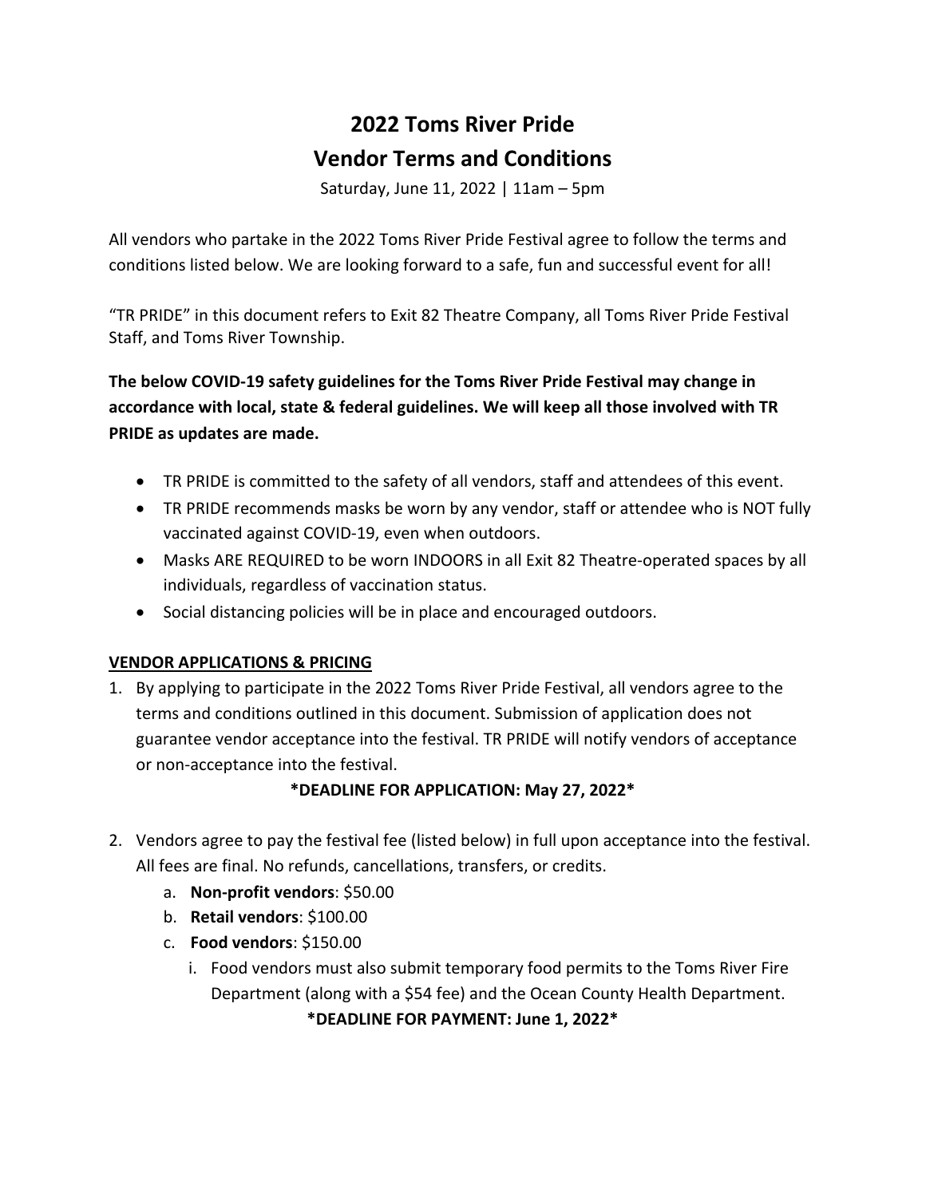# 2022 Toms River Pride
# Vendor Terms and Conditions

Saturday, June 11, 2022 | 11am – 5pm

All vendors who partake in the 2022 Toms River Pride Festival agree to follow the terms and conditions listed below. We are looking forward to a safe, fun and successful event for all!

"TR PRIDE" in this document refers to Exit 82 Theatre Company, all Toms River Pride Festival Staff, and Toms River Township.

**The below COVID-19 safety guidelines for the Toms River Pride Festival may change in accordance with local, state & federal guidelines. We will keep all those involved with TR PRIDE as updates are made.**

- TR PRIDE is committed to the safety of all vendors, staff and attendees of this event.
- TR PRIDE recommends masks be worn by any vendor, staff or attendee who is NOT fully vaccinated against COVID-19, even when outdoors.
- Masks ARE REQUIRED to be worn INDOORS in all Exit 82 Theatre-operated spaces by all individuals, regardless of vaccination status.
- Social distancing policies will be in place and encouraged outdoors.

## VENDOR APPLICATIONS & PRICING

1. By applying to participate in the 2022 Toms River Pride Festival, all vendors agree to the terms and conditions outlined in this document. Submission of application does not guarantee vendor acceptance into the festival. TR PRIDE will notify vendors of acceptance or non-acceptance into the festival.

   **\*DEADLINE FOR APPLICATION: May 27, 2022\***

2. Vendors agree to pay the festival fee (listed below) in full upon acceptance into the festival. All fees are final. No refunds, cancellations, transfers, or credits.
   a. **Non-profit vendors**: $50.00
   b. **Retail vendors**: $100.00
   c. **Food vendors**: $150.00
      i. Food vendors must also submit temporary food permits to the Toms River Fire Department (along with a $54 fee) and the Ocean County Health Department.

   **\*DEADLINE FOR PAYMENT: June 1, 2022\***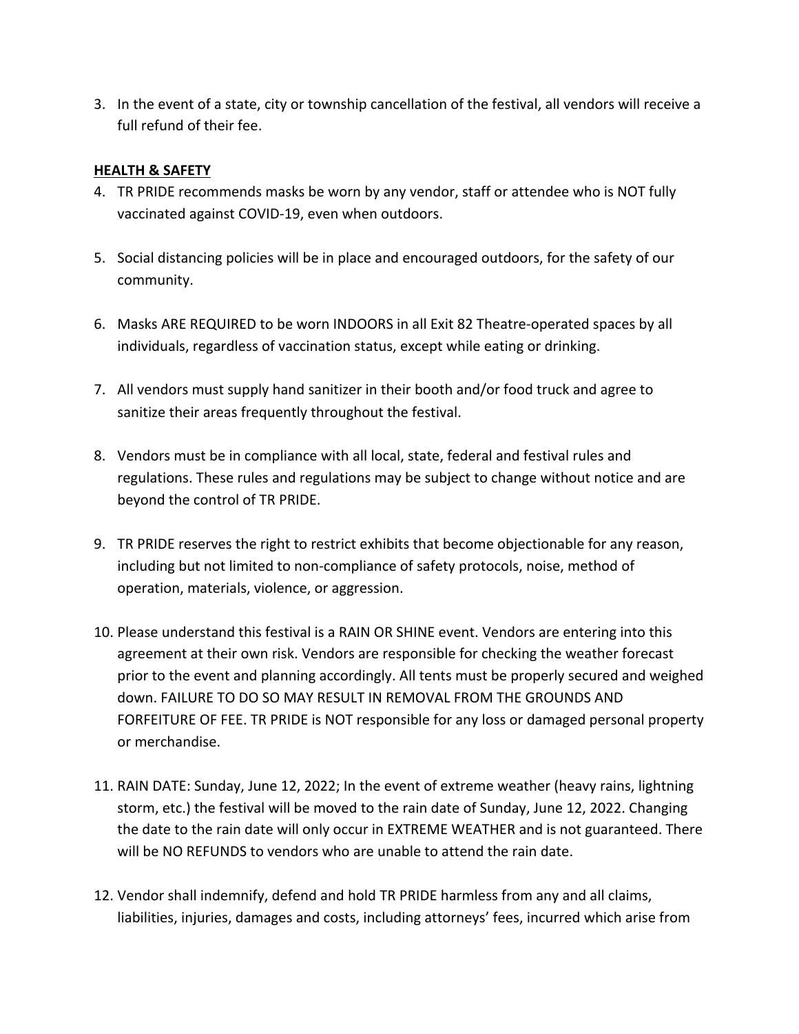3. In the event of a state, city or township cancellation of the festival, all vendors will receive a full refund of their fee.

**HEALTH & SAFETY**

4. TR PRIDE recommends masks be worn by any vendor, staff or attendee who is NOT fully vaccinated against COVID-19, even when outdoors.

5. Social distancing policies will be in place and encouraged outdoors, for the safety of our community.

6. Masks ARE REQUIRED to be worn INDOORS in all Exit 82 Theatre-operated spaces by all individuals, regardless of vaccination status, except while eating or drinking.

7. All vendors must supply hand sanitizer in their booth and/or food truck and agree to sanitize their areas frequently throughout the festival.

8. Vendors must be in compliance with all local, state, federal and festival rules and regulations. These rules and regulations may be subject to change without notice and are beyond the control of TR PRIDE.

9. TR PRIDE reserves the right to restrict exhibits that become objectionable for any reason, including but not limited to non-compliance of safety protocols, noise, method of operation, materials, violence, or aggression.

10. Please understand this festival is a RAIN OR SHINE event. Vendors are entering into this agreement at their own risk. Vendors are responsible for checking the weather forecast prior to the event and planning accordingly. All tents must be properly secured and weighed down. FAILURE TO DO SO MAY RESULT IN REMOVAL FROM THE GROUNDS AND FORFEITURE OF FEE. TR PRIDE is NOT responsible for any loss or damaged personal property or merchandise.

11. RAIN DATE: Sunday, June 12, 2022; In the event of extreme weather (heavy rains, lightning storm, etc.) the festival will be moved to the rain date of Sunday, June 12, 2022. Changing the date to the rain date will only occur in EXTREME WEATHER and is not guaranteed. There will be NO REFUNDS to vendors who are unable to attend the rain date.

12. Vendor shall indemnify, defend and hold TR PRIDE harmless from any and all claims, liabilities, injuries, damages and costs, including attorneys' fees, incurred which arise from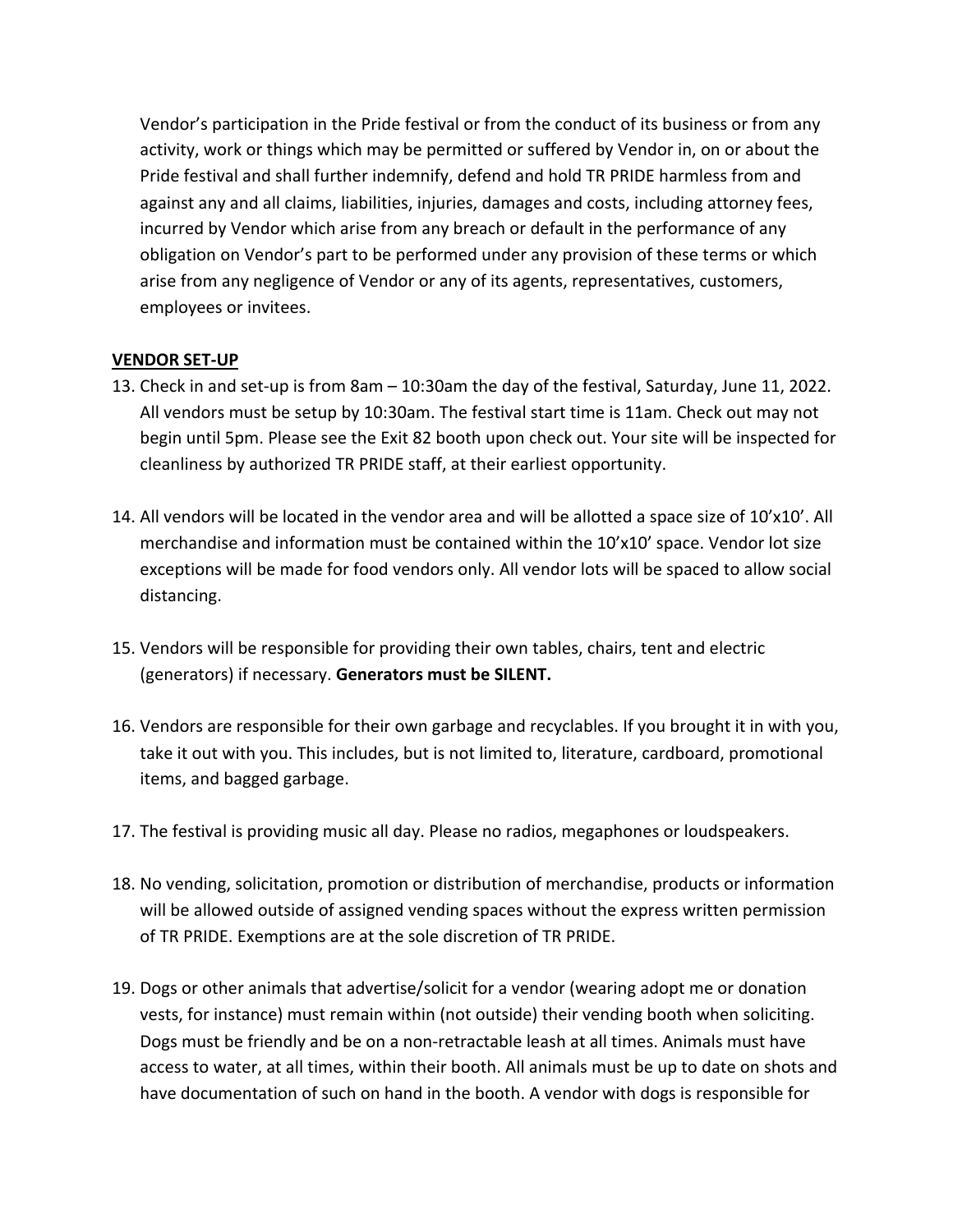Vendor's participation in the Pride festival or from the conduct of its business or from any activity, work or things which may be permitted or suffered by Vendor in, on or about the Pride festival and shall further indemnify, defend and hold TR PRIDE harmless from and against any and all claims, liabilities, injuries, damages and costs, including attorney fees, incurred by Vendor which arise from any breach or default in the performance of any obligation on Vendor's part to be performed under any provision of these terms or which arise from any negligence of Vendor or any of its agents, representatives, customers, employees or invitees.

**VENDOR SET-UP**

13. Check in and set-up is from 8am – 10:30am the day of the festival, Saturday, June 11, 2022. All vendors must be setup by 10:30am. The festival start time is 11am. Check out may not begin until 5pm. Please see the Exit 82 booth upon check out. Your site will be inspected for cleanliness by authorized TR PRIDE staff, at their earliest opportunity.

14. All vendors will be located in the vendor area and will be allotted a space size of 10'x10'. All merchandise and information must be contained within the 10'x10' space. Vendor lot size exceptions will be made for food vendors only. All vendor lots will be spaced to allow social distancing.

15. Vendors will be responsible for providing their own tables, chairs, tent and electric (generators) if necessary. **Generators must be SILENT.**

16. Vendors are responsible for their own garbage and recyclables. If you brought it in with you, take it out with you. This includes, but is not limited to, literature, cardboard, promotional items, and bagged garbage.

17. The festival is providing music all day. Please no radios, megaphones or loudspeakers.

18. No vending, solicitation, promotion or distribution of merchandise, products or information will be allowed outside of assigned vending spaces without the express written permission of TR PRIDE. Exemptions are at the sole discretion of TR PRIDE.

19. Dogs or other animals that advertise/solicit for a vendor (wearing adopt me or donation vests, for instance) must remain within (not outside) their vending booth when soliciting. Dogs must be friendly and be on a non-retractable leash at all times. Animals must have access to water, at all times, within their booth. All animals must be up to date on shots and have documentation of such on hand in the booth. A vendor with dogs is responsible for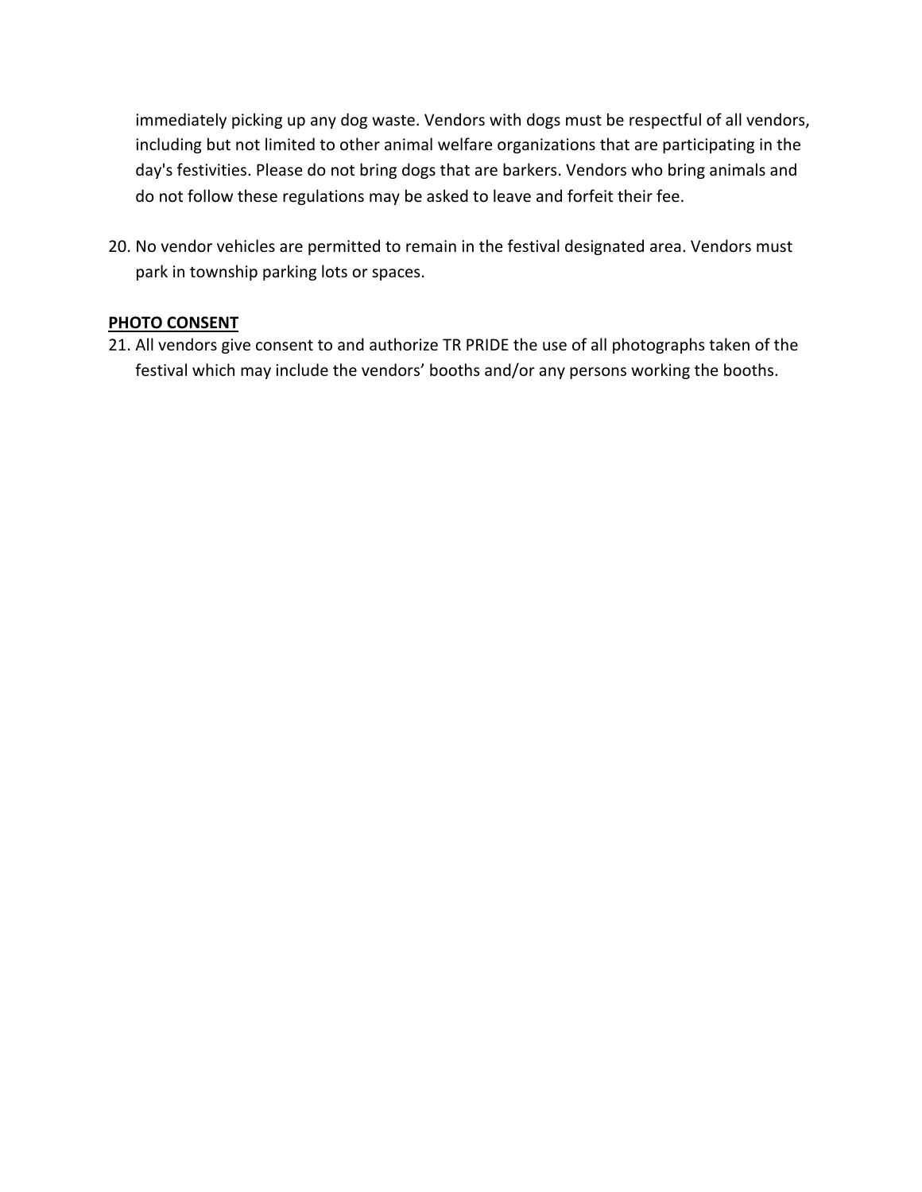immediately picking up any dog waste. Vendors with dogs must be respectful of all vendors, including but not limited to other animal welfare organizations that are participating in the day's festivities. Please do not bring dogs that are barkers. Vendors who bring animals and do not follow these regulations may be asked to leave and forfeit their fee.

20. No vendor vehicles are permitted to remain in the festival designated area. Vendors must park in township parking lots or spaces.

**PHOTO CONSENT**

21. All vendors give consent to and authorize TR PRIDE the use of all photographs taken of the festival which may include the vendors' booths and/or any persons working the booths.